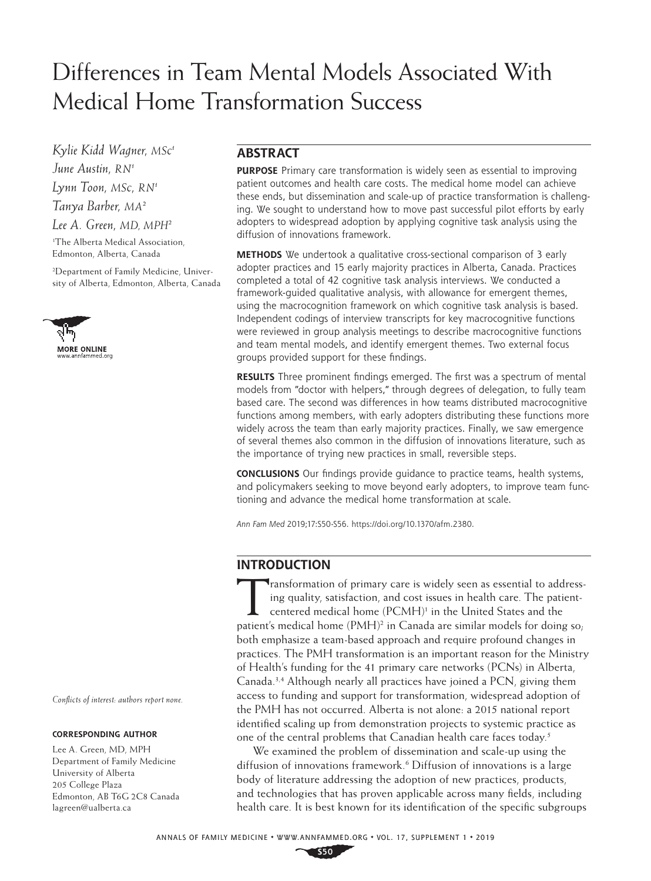# Differences in Team Mental Models Associated With Medical Home Transformation Success

*Kylie Kidd Wagner, MSc*[1]

*June Austin, RN*[1]

*Lynn Toon, MSc, RN*[1]

*Tanya Barber, MA*[2]

*Lee A. Green, MD, MPH*[2]

[1]The Alberta Medical Association, Edmonton, Alberta, Canada

[2]Department of Family Medicine, University of Alberta, Edmonton, Alberta, Canada

MORE ONLINE
www.annfammed.org

*Conflicts of interest: authors report none.*

**CORRESPONDING AUTHOR**

Lee A. Green, MD, MPH
Department of Family Medicine
University of Alberta
205 College Plaza
Edmonton, AB T6G 2C8 Canada
lagreen@ualberta.ca

## ABSTRACT

**PURPOSE** Primary care transformation is widely seen as essential to improving patient outcomes and health care costs. The medical home model can achieve these ends, but dissemination and scale-up of practice transformation is challenging. We sought to understand how to move past successful pilot efforts by early adopters to widespread adoption by applying cognitive task analysis using the diffusion of innovations framework.

**METHODS** We undertook a qualitative cross-sectional comparison of 3 early adopter practices and 15 early majority practices in Alberta, Canada. Practices completed a total of 42 cognitive task analysis interviews. We conducted a framework-guided qualitative analysis, with allowance for emergent themes, using the macrocognition framework on which cognitive task analysis is based. Independent codings of interview transcripts for key macrocognitive functions were reviewed in group analysis meetings to describe macrocognitive functions and team mental models, and identify emergent themes. Two external focus groups provided support for these findings.

**RESULTS** Three prominent findings emerged. The first was a spectrum of mental models from "doctor with helpers," through degrees of delegation, to fully team based care. The second was differences in how teams distributed macrocognitive functions among members, with early adopters distributing these functions more widely across the team than early majority practices. Finally, we saw emergence of several themes also common in the diffusion of innovations literature, such as the importance of trying new practices in small, reversible steps.

**CONCLUSIONS** Our findings provide guidance to practice teams, health systems, and policymakers seeking to move beyond early adopters, to improve team functioning and advance the medical home transformation at scale.

*Ann Fam Med* 2019;17:S50-S56. https://doi.org/10.1370/afm.2380.

## INTRODUCTION

Transformation of primary care is widely seen as essential to addressing quality, satisfaction, and cost issues in health care. The patient-centered medical home (PCMH)[1] in the United States and the patient's medical home (PMH)[2] in Canada are similar models for doing so; both emphasize a team-based approach and require profound changes in practices. The PMH transformation is an important reason for the Ministry of Health's funding for the 41 primary care networks (PCNs) in Alberta, Canada.[3,4] Although nearly all practices have joined a PCN, giving them access to funding and support for transformation, widespread adoption of the PMH has not occurred. Alberta is not alone: a 2015 national report identified scaling up from demonstration projects to systemic practice as one of the central problems that Canadian health care faces today.[5]

We examined the problem of dissemination and scale-up using the diffusion of innovations framework.[6] Diffusion of innovations is a large body of literature addressing the adoption of new practices, products, and technologies that has proven applicable across many fields, including health care. It is best known for its identification of the specific subgroups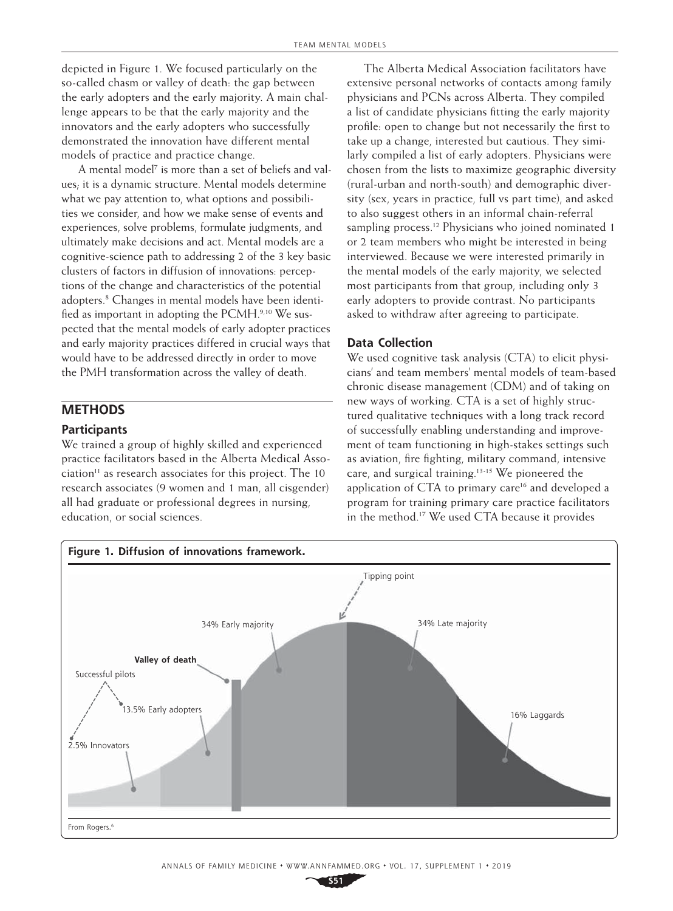depicted in Figure 1. We focused particularly on the so-called chasm or valley of death: the gap between the early adopters and the early majority. A main challenge appears to be that the early majority and the innovators and the early adopters who successfully demonstrated the innovation have different mental models of practice and practice change.

A mental model[7] is more than a set of beliefs and values; it is a dynamic structure. Mental models determine what we pay attention to, what options and possibilities we consider, and how we make sense of events and experiences, solve problems, formulate judgments, and ultimately make decisions and act. Mental models are a cognitive-science path to addressing 2 of the 3 key basic clusters of factors in diffusion of innovations: perceptions of the change and characteristics of the potential adopters.[8] Changes in mental models have been identified as important in adopting the PCMH.[9,10] We suspected that the mental models of early adopter practices and early majority practices differed in crucial ways that would have to be addressed directly in order to move the PMH transformation across the valley of death.

## METHODS

### Participants

We trained a group of highly skilled and experienced practice facilitators based in the Alberta Medical Association[11] as research associates for this project. The 10 research associates (9 women and 1 man, all cisgender) all had graduate or professional degrees in nursing, education, or social sciences.

The Alberta Medical Association facilitators have extensive personal networks of contacts among family physicians and PCNs across Alberta. They compiled a list of candidate physicians fitting the early majority profile: open to change but not necessarily the first to take up a change, interested but cautious. They similarly compiled a list of early adopters. Physicians were chosen from the lists to maximize geographic diversity (rural-urban and north-south) and demographic diversity (sex, years in practice, full vs part time), and asked to also suggest others in an informal chain-referral sampling process.[12] Physicians who joined nominated 1 or 2 team members who might be interested in being interviewed. Because we were interested primarily in the mental models of the early majority, we selected most participants from that group, including only 3 early adopters to provide contrast. No participants asked to withdraw after agreeing to participate.

### Data Collection

We used cognitive task analysis (CTA) to elicit physicians' and team members' mental models of team-based chronic disease management (CDM) and of taking on new ways of working. CTA is a set of highly structured qualitative techniques with a long track record of successfully enabling understanding and improvement of team functioning in high-stakes settings such as aviation, fire fighting, military command, intensive care, and surgical training.[13-15] We pioneered the application of CTA to primary care[16] and developed a program for training primary care practice facilitators in the method.[17] We used CTA because it provides

**Figure 1. Diffusion of innovations framework.**

Tipping point

34% Early majority

34% Late majority

**Valley of death**

Successful pilots

13.5% Early adopters

16% Laggards

2.5% Innovators

From Rogers.[6]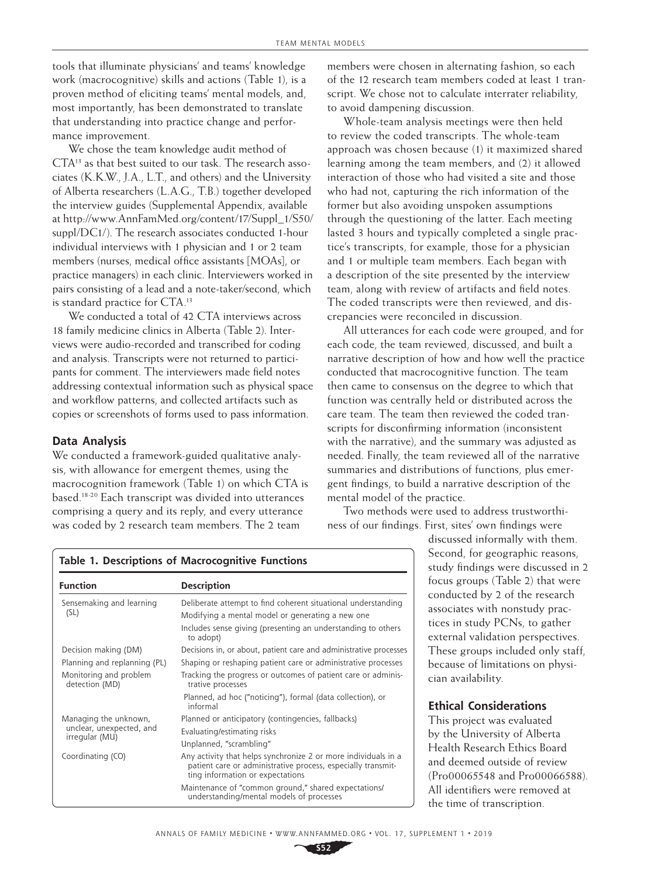tools that illuminate physicians' and teams' knowledge work (macrocognitive) skills and actions (Table 1), is a proven method of eliciting teams' mental models, and, most importantly, has been demonstrated to translate that understanding into practice change and performance improvement.

We chose the team knowledge audit method of CTA[13] as that best suited to our task. The research associates (K.K.W., J.A., L.T., and others) and the University of Alberta researchers (L.A.G., T.B.) together developed the interview guides (Supplemental Appendix, available at http://www.AnnFamMed.org/content/17/Suppl_1/S50/suppl/DC1/). The research associates conducted 1-hour individual interviews with 1 physician and 1 or 2 team members (nurses, medical office assistants [MOAs], or practice managers) in each clinic. Interviewers worked in pairs consisting of a lead and a note-taker/second, which is standard practice for CTA.[13]

We conducted a total of 42 CTA interviews across 18 family medicine clinics in Alberta (Table 2). Interviews were audio-recorded and transcribed for coding and analysis. Transcripts were not returned to participants for comment. The interviewers made field notes addressing contextual information such as physical space and workflow patterns, and collected artifacts such as copies or screenshots of forms used to pass information.

## Data Analysis

We conducted a framework-guided qualitative analysis, with allowance for emergent themes, using the macrocognition framework (Table 1) on which CTA is based.[18-20] Each transcript was divided into utterances comprising a query and its reply, and every utterance was coded by 2 research team members. The 2 team members were chosen in alternating fashion, so each of the 12 research team members coded at least 1 transcript. We chose not to calculate interrater reliability, to avoid dampening discussion.

Whole-team analysis meetings were then held to review the coded transcripts. The whole-team approach was chosen because (1) it maximized shared learning among the team members, and (2) it allowed interaction of those who had visited a site and those who had not, capturing the rich information of the former but also avoiding unspoken assumptions through the questioning of the latter. Each meeting lasted 3 hours and typically completed a single practice's transcripts, for example, those for a physician and 1 or multiple team members. Each began with a description of the site presented by the interview team, along with review of artifacts and field notes. The coded transcripts were then reviewed, and discrepancies were reconciled in discussion.

All utterances for each code were grouped, and for each code, the team reviewed, discussed, and built a narrative description of how and how well the practice conducted that macrocognitive function. The team then came to consensus on the degree to which that function was centrally held or distributed across the care team. The team then reviewed the coded transcripts for disconfirming information (inconsistent with the narrative), and the summary was adjusted as needed. Finally, the team reviewed all of the narrative summaries and distributions of functions, plus emergent findings, to build a narrative description of the mental model of the practice.

Two methods were used to address trustworthiness of our findings. First, sites' own findings were discussed informally with them. Second, for geographic reasons, study findings were discussed in 2 focus groups (Table 2) that were conducted by 2 of the research associates with nonstudy practices in study PCNs, to gather external validation perspectives. These groups included only staff, because of limitations on physician availability.

**Table 1. Descriptions of Macrocognitive Functions**

| Function | Description |
|---|---|
| Sensemaking and learning (SL) | Deliberate attempt to find coherent situational understanding<br>Modifying a mental model or generating a new one<br>Includes sense giving (presenting an understanding to others to adopt) |
| Decision making (DM) | Decisions in, or about, patient care and administrative processes |
| Planning and replanning (PL) | Shaping or reshaping patient care or administrative processes |
| Monitoring and problem detection (MD) | Tracking the progress or outcomes of patient care or administrative processes<br>Planned, ad hoc ("noticing"), formal (data collection), or informal |
| Managing the unknown, unclear, unexpected, and irregular (MU) | Planned or anticipatory (contingencies, fallbacks)<br>Evaluating/estimating risks<br>Unplanned, "scrambling" |
| Coordinating (CO) | Any activity that helps synchronize 2 or more individuals in a patient care or administrative process, especially transmitting information or expectations<br>Maintenance of "common ground," shared expectations/understanding/mental models of processes |

## Ethical Considerations

This project was evaluated by the University of Alberta Health Research Ethics Board and deemed outside of review (Pro00065548 and Pro00066588). All identifiers were removed at the time of transcription.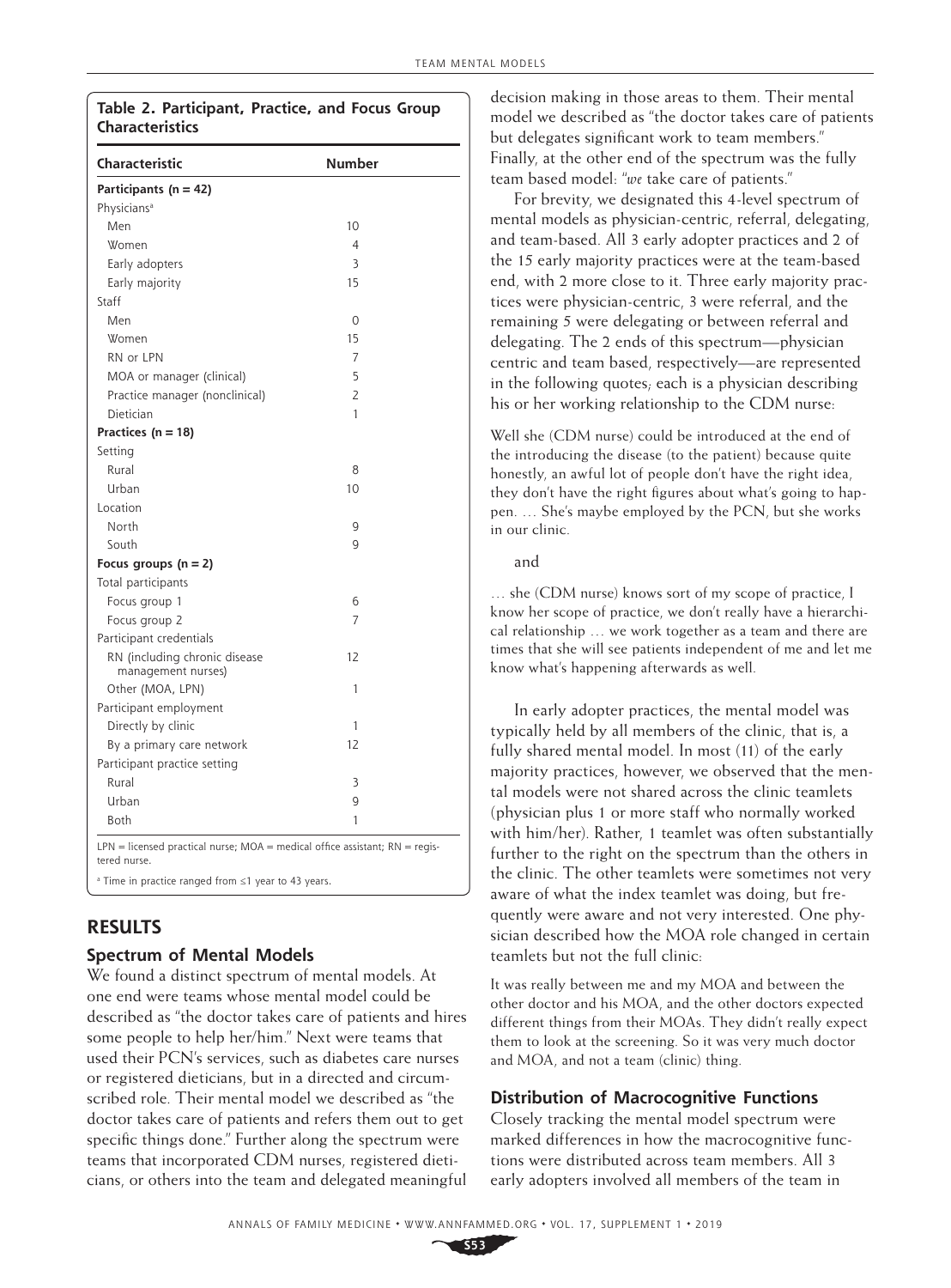**Table 2. Participant, Practice, and Focus Group Characteristics**

| Characteristic | Number |
|---|---|
| **Participants (n = 42)** | |
| Physicians[a] | |
| Men | 10 |
| Women | 4 |
| Early adopters | 3 |
| Early majority | 15 |
| Staff | |
| Men | 0 |
| Women | 15 |
| RN or LPN | 7 |
| MOA or manager (clinical) | 5 |
| Practice manager (nonclinical) | 2 |
| Dietician | 1 |
| **Practices (n = 18)** | |
| Setting | |
| Rural | 8 |
| Urban | 10 |
| Location | |
| North | 9 |
| South | 9 |
| **Focus groups (n = 2)** | |
| Total participants | |
| Focus group 1 | 6 |
| Focus group 2 | 7 |
| Participant credentials | |
| RN (including chronic disease management nurses) | 12 |
| Other (MOA, LPN) | 1 |
| Participant employment | |
| Directly by clinic | 1 |
| By a primary care network | 12 |
| Participant practice setting | |
| Rural | 3 |
| Urban | 9 |
| Both | 1 |

LPN = licensed practical nurse; MOA = medical office assistant; RN = registered nurse.

[a] Time in practice ranged from ≤1 year to 43 years.

## RESULTS

### Spectrum of Mental Models

We found a distinct spectrum of mental models. At one end were teams whose mental model could be described as "the doctor takes care of patients and hires some people to help her/him." Next were teams that used their PCN's services, such as diabetes care nurses or registered dieticians, but in a directed and circumscribed role. Their mental model we described as "the doctor takes care of patients and refers them out to get specific things done." Further along the spectrum were teams that incorporated CDM nurses, registered dieticians, or others into the team and delegated meaningful decision making in those areas to them. Their mental model we described as "the doctor takes care of patients but delegates significant work to team members." Finally, at the other end of the spectrum was the fully team based model: "*we* take care of patients."

For brevity, we designated this 4-level spectrum of mental models as physician-centric, referral, delegating, and team-based. All 3 early adopter practices and 2 of the 15 early majority practices were at the team-based end, with 2 more close to it. Three early majority practices were physician-centric, 3 were referral, and the remaining 5 were delegating or between referral and delegating. The 2 ends of this spectrum—physician centric and team based, respectively—are represented in the following quotes; each is a physician describing his or her working relationship to the CDM nurse:

> Well she (CDM nurse) could be introduced at the end of the introducing the disease (to the patient) because quite honestly, an awful lot of people don't have the right idea, they don't have the right figures about what's going to happen. … She's maybe employed by the PCN, but she works in our clinic.

and

> … she (CDM nurse) knows sort of my scope of practice, I know her scope of practice, we don't really have a hierarchical relationship … we work together as a team and there are times that she will see patients independent of me and let me know what's happening afterwards as well.

In early adopter practices, the mental model was typically held by all members of the clinic, that is, a fully shared mental model. In most (11) of the early majority practices, however, we observed that the mental models were not shared across the clinic teamlets (physician plus 1 or more staff who normally worked with him/her). Rather, 1 teamlet was often substantially further to the right on the spectrum than the others in the clinic. The other teamlets were sometimes not very aware of what the index teamlet was doing, but frequently were aware and not very interested. One physician described how the MOA role changed in certain teamlets but not the full clinic:

> It was really between me and my MOA and between the other doctor and his MOA, and the other doctors expected different things from their MOAs. They didn't really expect them to look at the screening. So it was very much doctor and MOA, and not a team (clinic) thing.

### Distribution of Macrocognitive Functions

Closely tracking the mental model spectrum were marked differences in how the macrocognitive functions were distributed across team members. All 3 early adopters involved all members of the team in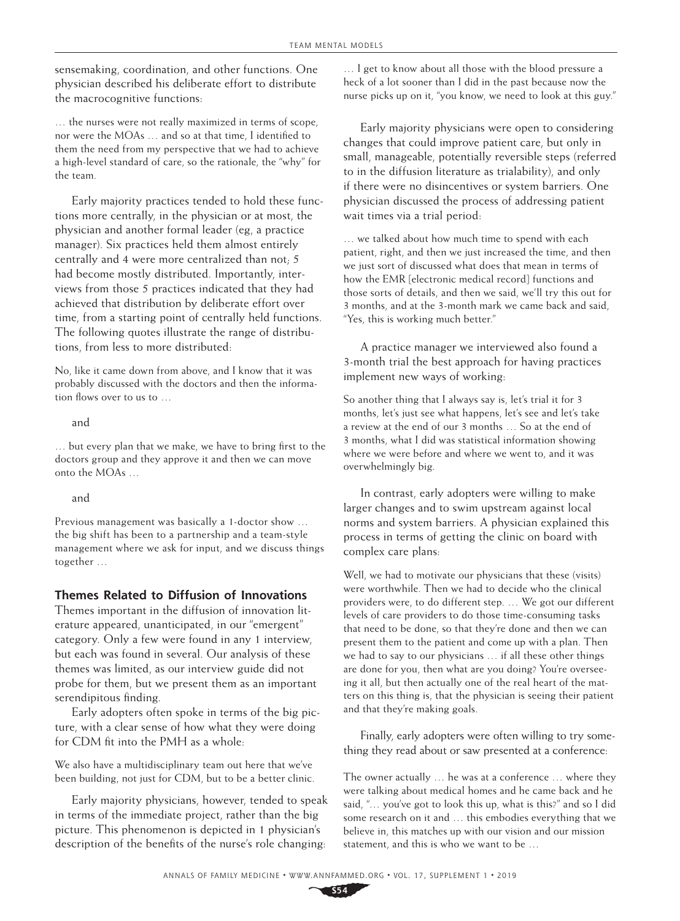sensemaking, coordination, and other functions. One physician described his deliberate effort to distribute the macrocognitive functions:

> … the nurses were not really maximized in terms of scope, nor were the MOAs … and so at that time, I identified to them the need from my perspective that we had to achieve a high-level standard of care, so the rationale, the "why" for the team.

Early majority practices tended to hold these functions more centrally, in the physician or at most, the physician and another formal leader (eg, a practice manager). Six practices held them almost entirely centrally and 4 were more centralized than not; 5 had become mostly distributed. Importantly, interviews from those 5 practices indicated that they had achieved that distribution by deliberate effort over time, from a starting point of centrally held functions. The following quotes illustrate the range of distributions, from less to more distributed:

> No, like it came down from above, and I know that it was probably discussed with the doctors and then the information flows over to us to …

and

> … but every plan that we make, we have to bring first to the doctors group and they approve it and then we can move onto the MOAs …

and

> Previous management was basically a 1-doctor show … the big shift has been to a partnership and a team-style management where we ask for input, and we discuss things together …

### Themes Related to Diffusion of Innovations

Themes important in the diffusion of innovation literature appeared, unanticipated, in our "emergent" category. Only a few were found in any 1 interview, but each was found in several. Our analysis of these themes was limited, as our interview guide did not probe for them, but we present them as an important serendipitous finding.

Early adopters often spoke in terms of the big picture, with a clear sense of how what they were doing for CDM fit into the PMH as a whole:

> We also have a multidisciplinary team out here that we've been building, not just for CDM, but to be a better clinic.

Early majority physicians, however, tended to speak in terms of the immediate project, rather than the big picture. This phenomenon is depicted in 1 physician's description of the benefits of the nurse's role changing:

> … I get to know about all those with the blood pressure a heck of a lot sooner than I did in the past because now the nurse picks up on it, "you know, we need to look at this guy."

Early majority physicians were open to considering changes that could improve patient care, but only in small, manageable, potentially reversible steps (referred to in the diffusion literature as trialability), and only if there were no disincentives or system barriers. One physician discussed the process of addressing patient wait times via a trial period:

> … we talked about how much time to spend with each patient, right, and then we just increased the time, and then we just sort of discussed what does that mean in terms of how the EMR [electronic medical record] functions and those sorts of details, and then we said, we'll try this out for 3 months, and at the 3-month mark we came back and said, "Yes, this is working much better."

A practice manager we interviewed also found a 3-month trial the best approach for having practices implement new ways of working:

> So another thing that I always say is, let's trial it for 3 months, let's just see what happens, let's see and let's take a review at the end of our 3 months … So at the end of 3 months, what I did was statistical information showing where we were before and where we went to, and it was overwhelmingly big.

In contrast, early adopters were willing to make larger changes and to swim upstream against local norms and system barriers. A physician explained this process in terms of getting the clinic on board with complex care plans:

> Well, we had to motivate our physicians that these (visits) were worthwhile. Then we had to decide who the clinical providers were, to do different step. … We got our different levels of care providers to do those time-consuming tasks that need to be done, so that they're done and then we can present them to the patient and come up with a plan. Then we had to say to our physicians … if all these other things are done for you, then what are you doing? You're overseeing it all, but then actually one of the real heart of the matters on this thing is, that the physician is seeing their patient and that they're making goals.

Finally, early adopters were often willing to try something they read about or saw presented at a conference:

> The owner actually … he was at a conference … where they were talking about medical homes and he came back and he said, "… you've got to look this up, what is this?" and so I did some research on it and … this embodies everything that we believe in, this matches up with our vision and our mission statement, and this is who we want to be …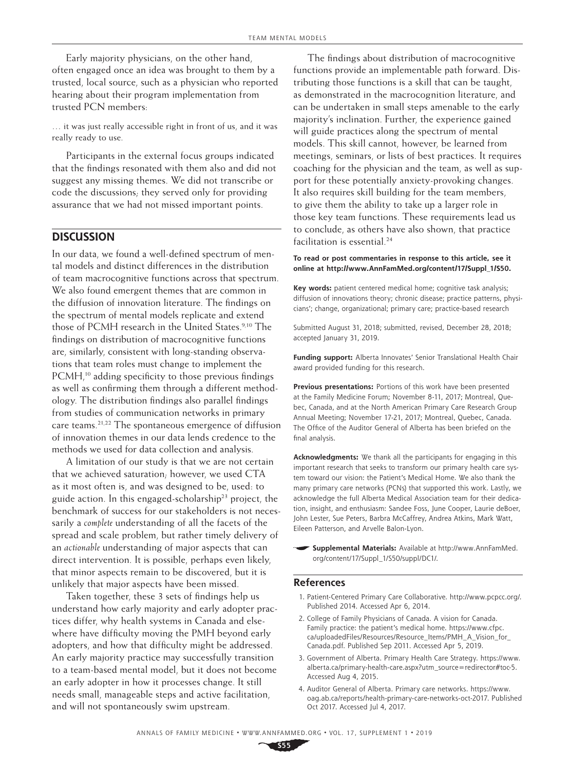Early majority physicians, on the other hand, often engaged once an idea was brought to them by a trusted, local source, such as a physician who reported hearing about their program implementation from trusted PCN members:

> … it was just really accessible right in front of us, and it was really ready to use.

Participants in the external focus groups indicated that the findings resonated with them also and did not suggest any missing themes. We did not transcribe or code the discussions; they served only for providing assurance that we had not missed important points.

## DISCUSSION

In our data, we found a well-defined spectrum of mental models and distinct differences in the distribution of team macrocognitive functions across that spectrum. We also found emergent themes that are common in the diffusion of innovation literature. The findings on the spectrum of mental models replicate and extend those of PCMH research in the United States.[9,10] The findings on distribution of macrocognitive functions are, similarly, consistent with long-standing observations that team roles must change to implement the PCMH,[10] adding specificity to those previous findings as well as confirming them through a different methodology. The distribution findings also parallel findings from studies of communication networks in primary care teams.[21,22] The spontaneous emergence of diffusion of innovation themes in our data lends credence to the methods we used for data collection and analysis.

A limitation of our study is that we are not certain that we achieved saturation; however, we used CTA as it most often is, and was designed to be, used: to guide action. In this engaged-scholarship[23] project, the benchmark of success for our stakeholders is not necessarily a *complete* understanding of all the facets of the spread and scale problem, but rather timely delivery of an *actionable* understanding of major aspects that can direct intervention. It is possible, perhaps even likely, that minor aspects remain to be discovered, but it is unlikely that major aspects have been missed.

Taken together, these 3 sets of findings help us understand how early majority and early adopter practices differ, why health systems in Canada and elsewhere have difficulty moving the PMH beyond early adopters, and how that difficulty might be addressed. An early majority practice may successfully transition to a team-based mental model, but it does not become an early adopter in how it processes change. It still needs small, manageable steps and active facilitation, and will not spontaneously swim upstream.

The findings about distribution of macrocognitive functions provide an implementable path forward. Distributing those functions is a skill that can be taught, as demonstrated in the macrocognition literature, and can be undertaken in small steps amenable to the early majority's inclination. Further, the experience gained will guide practices along the spectrum of mental models. This skill cannot, however, be learned from meetings, seminars, or lists of best practices. It requires coaching for the physician and the team, as well as support for these potentially anxiety-provoking changes. It also requires skill building for the team members, to give them the ability to take up a larger role in those key team functions. These requirements lead us to conclude, as others have also shown, that practice facilitation is essential.[24]

**To read or post commentaries in response to this article, see it online at http://www.AnnFamMed.org/content/17/Suppl_1/S50.**

**Key words:** patient centered medical home; cognitive task analysis; diffusion of innovations theory; chronic disease; practice patterns, physicians'; change, organizational; primary care; practice-based research

Submitted August 31, 2018; submitted, revised, December 28, 2018; accepted January 31, 2019.

**Funding support:** Alberta Innovates' Senior Translational Health Chair award provided funding for this research.

**Previous presentations:** Portions of this work have been presented at the Family Medicine Forum; November 8-11, 2017; Montreal, Quebec, Canada, and at the North American Primary Care Research Group Annual Meeting; November 17-21, 2017; Montreal, Quebec, Canada. The Office of the Auditor General of Alberta has been briefed on the final analysis.

**Acknowledgments:** We thank all the participants for engaging in this important research that seeks to transform our primary health care system toward our vision: the Patient's Medical Home. We also thank the many primary care networks (PCNs) that supported this work. Lastly, we acknowledge the full Alberta Medical Association team for their dedication, insight, and enthusiasm: Sandee Foss, June Cooper, Laurie deBoer, John Lester, Sue Peters, Barbra McCaffrey, Andrea Atkins, Mark Watt, Eileen Patterson, and Arvelle Balon-Lyon.

**Supplemental Materials:** Available at http://www.AnnFamMed.org/content/17/Suppl_1/S50/suppl/DC1/.

## References

1. Patient-Centered Primary Care Collaborative. http://www.pcpcc.org/. Published 2014. Accessed Apr 6, 2014.
2. College of Family Physicians of Canada. A vision for Canada. Family practice: the patient's medical home. https://www.cfpc.ca/uploadedFiles/Resources/Resource_Items/PMH_A_Vision_for_Canada.pdf. Published Sep 2011. Accessed Apr 5, 2019.
3. Government of Alberta. Primary Health Care Strategy. https://www.alberta.ca/primary-health-care.aspx?utm_source=redirector#toc-5. Accessed Aug 4, 2015.
4. Auditor General of Alberta. Primary care networks. https://www.oag.ab.ca/reports/health-primary-care-networks-oct-2017. Published Oct 2017. Accessed Jul 4, 2017.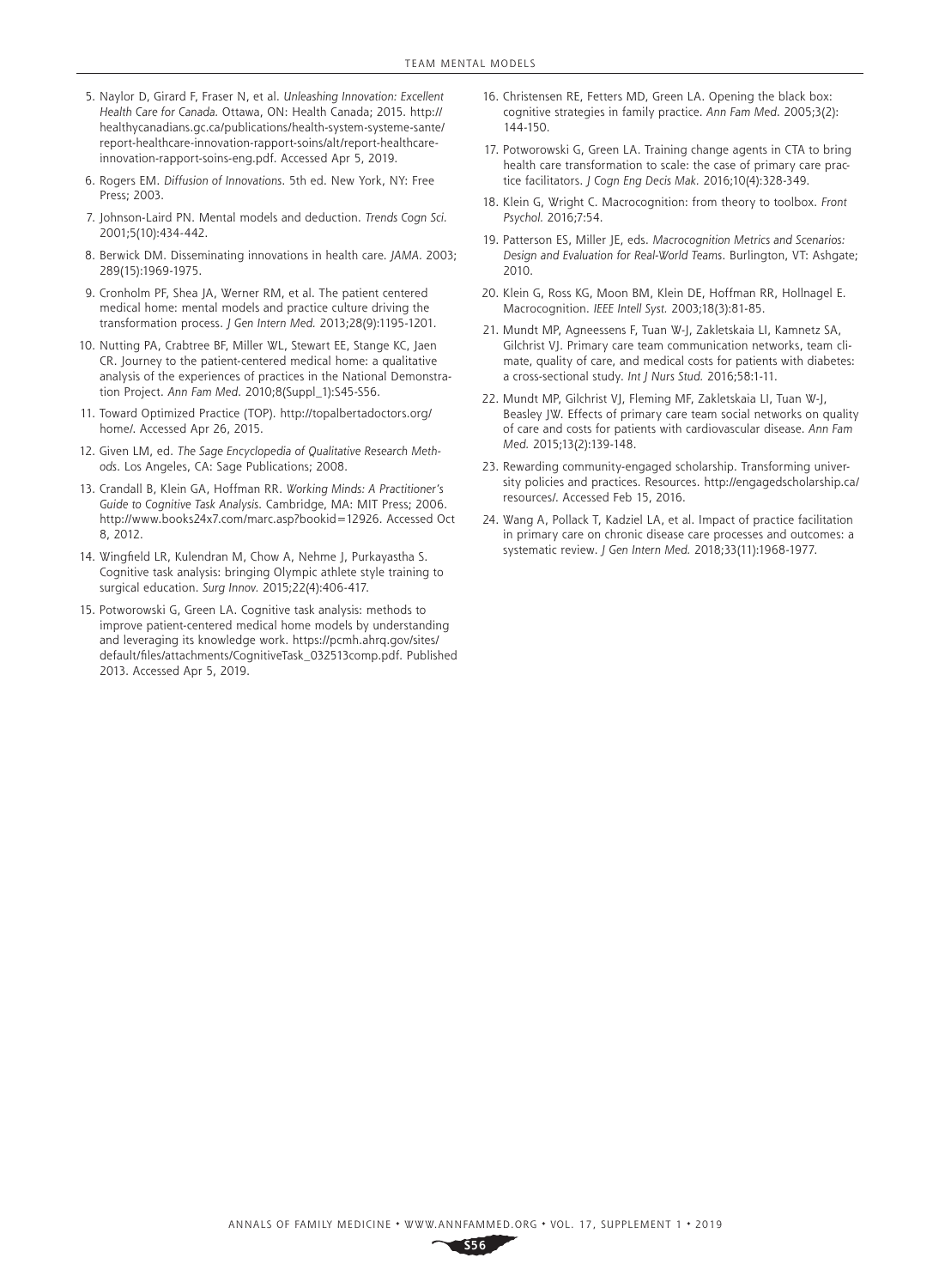5. Naylor D, Girard F, Fraser N, et al. *Unleashing Innovation: Excellent Health Care for Canada.* Ottawa, ON: Health Canada; 2015. http://healthycanadians.gc.ca/publications/health-system-systeme-sante/report-healthcare-innovation-rapport-soins/alt/report-healthcare-innovation-rapport-soins-eng.pdf. Accessed Apr 5, 2019.
6. Rogers EM. *Diffusion of Innovations*. 5th ed. New York, NY: Free Press; 2003.
7. Johnson-Laird PN. Mental models and deduction. *Trends Cogn Sci.* 2001;5(10):434-442.
8. Berwick DM. Disseminating innovations in health care. *JAMA.* 2003; 289(15):1969-1975.
9. Cronholm PF, Shea JA, Werner RM, et al. The patient centered medical home: mental models and practice culture driving the transformation process. *J Gen Intern Med.* 2013;28(9):1195-1201.
10. Nutting PA, Crabtree BF, Miller WL, Stewart EE, Stange KC, Jaen CR. Journey to the patient-centered medical home: a qualitative analysis of the experiences of practices in the National Demonstration Project. *Ann Fam Med.* 2010;8(Suppl_1):S45-S56.
11. Toward Optimized Practice (TOP). http://topalbertadoctors.org/home/. Accessed Apr 26, 2015.
12. Given LM, ed. *The Sage Encyclopedia of Qualitative Research Methods*. Los Angeles, CA: Sage Publications; 2008.
13. Crandall B, Klein GA, Hoffman RR. *Working Minds: A Practitioner's Guide to Cognitive Task Analysis.* Cambridge, MA: MIT Press; 2006. http://www.books24x7.com/marc.asp?bookid=12926. Accessed Oct 8, 2012.
14. Wingfield LR, Kulendran M, Chow A, Nehme J, Purkayastha S. Cognitive task analysis: bringing Olympic athlete style training to surgical education. *Surg Innov.* 2015;22(4):406-417.
15. Potworowski G, Green LA. Cognitive task analysis: methods to improve patient-centered medical home models by understanding and leveraging its knowledge work. https://pcmh.ahrq.gov/sites/default/files/attachments/CognitiveTask_032513comp.pdf. Published 2013. Accessed Apr 5, 2019.
16. Christensen RE, Fetters MD, Green LA. Opening the black box: cognitive strategies in family practice. *Ann Fam Med.* 2005;3(2): 144-150.
17. Potworowski G, Green LA. Training change agents in CTA to bring health care transformation to scale: the case of primary care practice facilitators. *J Cogn Eng Decis Mak.* 2016;10(4):328-349.
18. Klein G, Wright C. Macrocognition: from theory to toolbox. *Front Psychol.* 2016;7:54.
19. Patterson ES, Miller JE, eds. *Macrocognition Metrics and Scenarios: Design and Evaluation for Real-World Teams*. Burlington, VT: Ashgate; 2010.
20. Klein G, Ross KG, Moon BM, Klein DE, Hoffman RR, Hollnagel E. Macrocognition. *IEEE Intell Syst.* 2003;18(3):81-85.
21. Mundt MP, Agneessens F, Tuan W-J, Zakletskaia LI, Kamnetz SA, Gilchrist VJ. Primary care team communication networks, team climate, quality of care, and medical costs for patients with diabetes: a cross-sectional study. *Int J Nurs Stud.* 2016;58:1-11.
22. Mundt MP, Gilchrist VJ, Fleming MF, Zakletskaia LI, Tuan W-J, Beasley JW. Effects of primary care team social networks on quality of care and costs for patients with cardiovascular disease. *Ann Fam Med.* 2015;13(2):139-148.
23. Rewarding community-engaged scholarship. Transforming university policies and practices. Resources. http://engagedscholarship.ca/resources/. Accessed Feb 15, 2016.
24. Wang A, Pollack T, Kadziel LA, et al. Impact of practice facilitation in primary care on chronic disease care processes and outcomes: a systematic review. *J Gen Intern Med.* 2018;33(11):1968-1977.